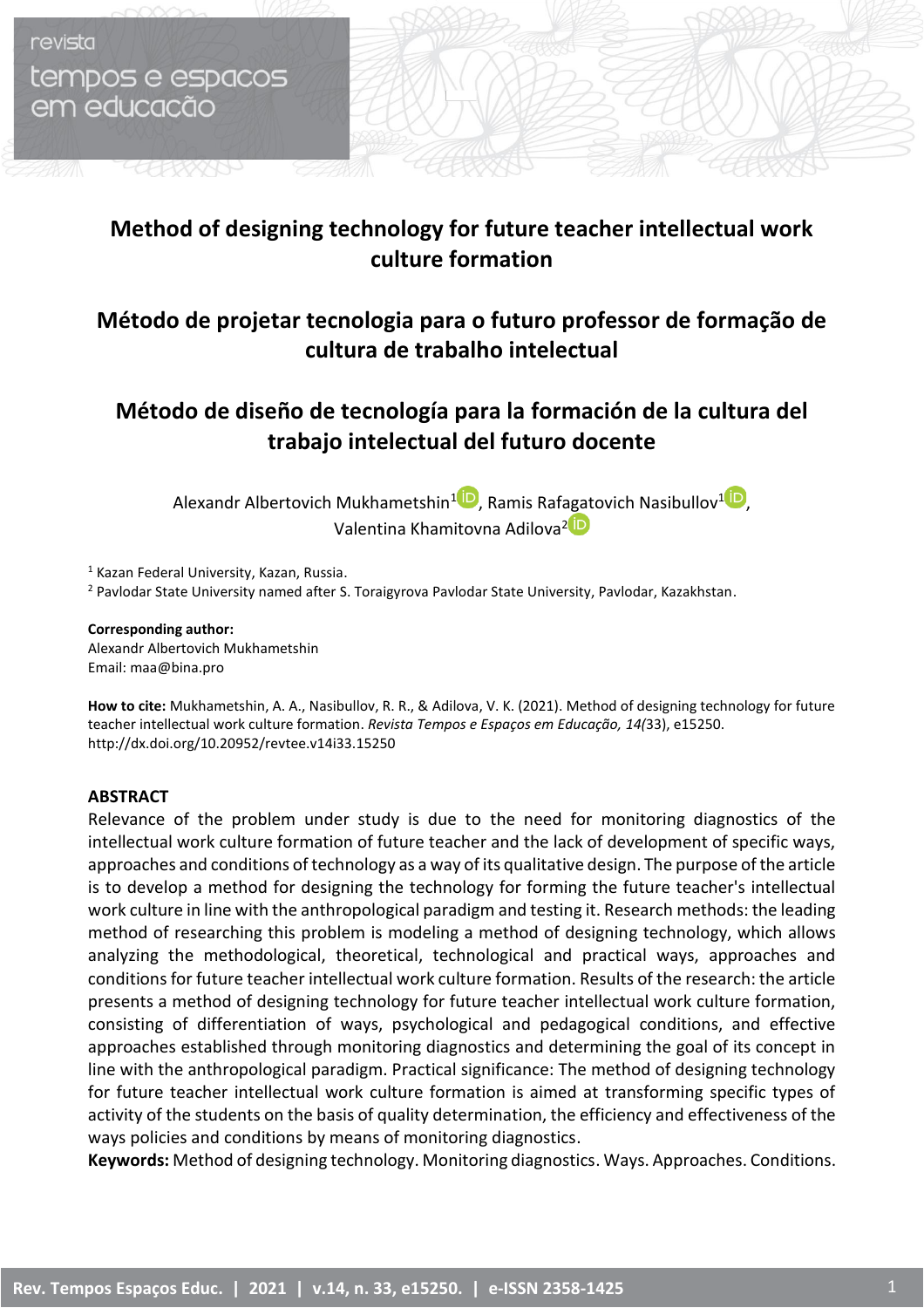# Method of designing technology for future teacher intellectual work culture formation

# Método de projetar tecnologia para o futuro professor de formação de cultura de trabalho intelectual

# Método de diseño de tecnología para la formación de la cultura del trabajo intelectual del futuro docente

Alexandr Albertovich Mukhametshin[1], Ramis Rafagatovich Nasibullov[1], Valentina Khamitovna Adilova[2]

[1] Kazan Federal University, Kazan, Russia.

[2] Pavlodar State University named after S. Toraigyrova Pavlodar State University, Pavlodar, Kazakhstan.

**Corresponding author:**
Alexandr Albertovich Mukhametshin
Email: maa@bina.pro

**How to cite:** Mukhametshin, A. A., Nasibullov, R. R., & Adilova, V. K. (2021). Method of designing technology for future teacher intellectual work culture formation. *Revista Tempos e Espaços em Educação, 14(*33), e15250. http://dx.doi.org/10.20952/revtee.v14i33.15250

## ABSTRACT

Relevance of the problem under study is due to the need for monitoring diagnostics of the intellectual work culture formation of future teacher and the lack of development of specific ways, approaches and conditions of technology as a way of its qualitative design. The purpose of the article is to develop a method for designing the technology for forming the future teacher's intellectual work culture in line with the anthropological paradigm and testing it. Research methods: the leading method of researching this problem is modeling a method of designing technology, which allows analyzing the methodological, theoretical, technological and practical ways, approaches and conditions for future teacher intellectual work culture formation. Results of the research: the article presents a method of designing technology for future teacher intellectual work culture formation, consisting of differentiation of ways, psychological and pedagogical conditions, and effective approaches established through monitoring diagnostics and determining the goal of its concept in line with the anthropological paradigm. Practical significance: The method of designing technology for future teacher intellectual work culture formation is aimed at transforming specific types of activity of the students on the basis of quality determination, the efficiency and effectiveness of the ways policies and conditions by means of monitoring diagnostics.

**Keywords:** Method of designing technology. Monitoring diagnostics. Ways. Approaches. Conditions.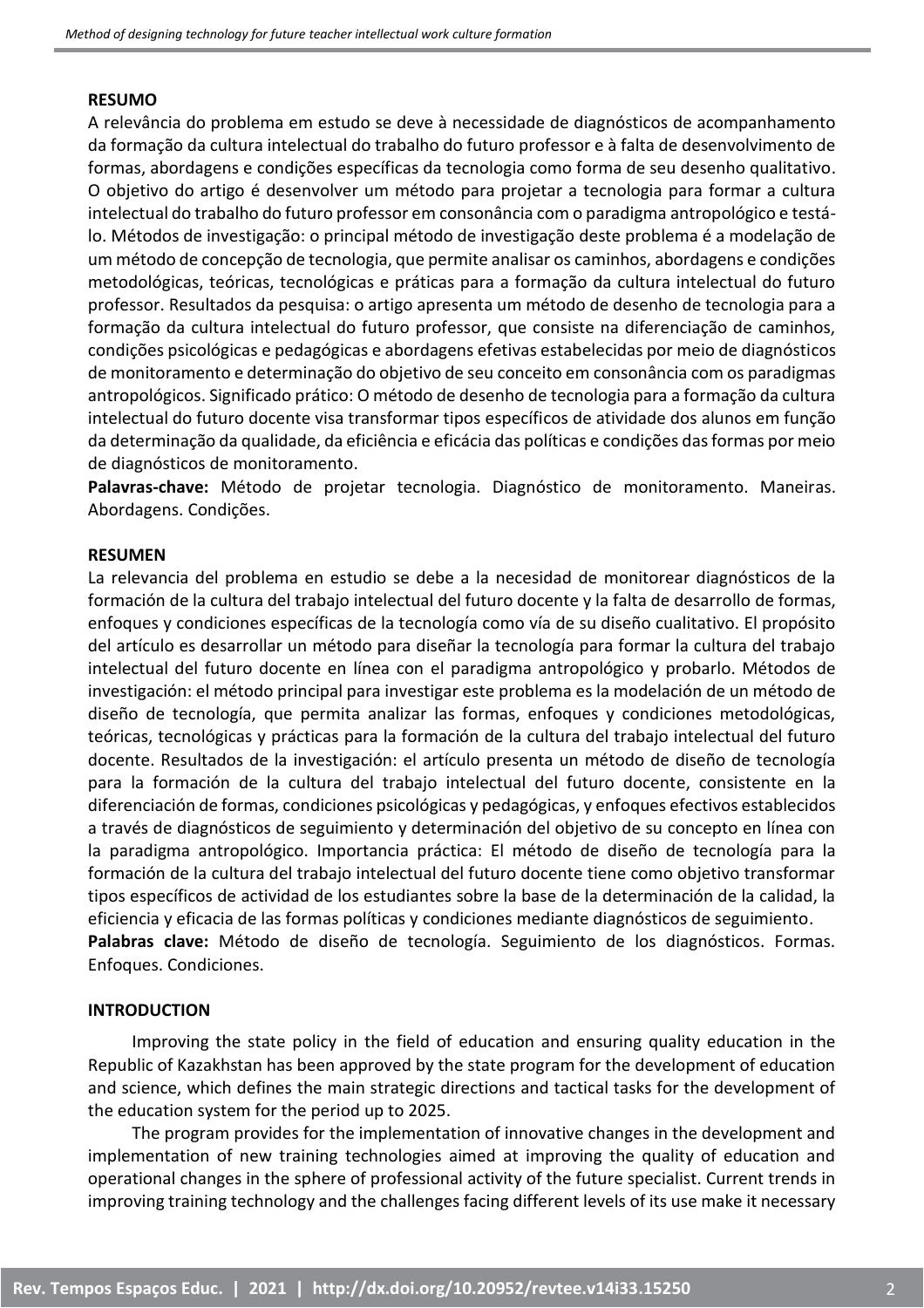**RESUMO**

A relevância do problema em estudo se deve à necessidade de diagnósticos de acompanhamento da formação da cultura intelectual do trabalho do futuro professor e à falta de desenvolvimento de formas, abordagens e condições específicas da tecnologia como forma de seu desenho qualitativo. O objetivo do artigo é desenvolver um método para projetar a tecnologia para formar a cultura intelectual do trabalho do futuro professor em consonância com o paradigma antropológico e testá-lo. Métodos de investigação: o principal método de investigação deste problema é a modelação de um método de concepção de tecnologia, que permite analisar os caminhos, abordagens e condições metodológicas, teóricas, tecnológicas e práticas para a formação da cultura intelectual do futuro professor. Resultados da pesquisa: o artigo apresenta um método de desenho de tecnologia para a formação da cultura intelectual do futuro professor, que consiste na diferenciação de caminhos, condições psicológicas e pedagógicas e abordagens efetivas estabelecidas por meio de diagnósticos de monitoramento e determinação do objetivo de seu conceito em consonância com os paradigmas antropológicos. Significado prático: O método de desenho de tecnologia para a formação da cultura intelectual do futuro docente visa transformar tipos específicos de atividade dos alunos em função da determinação da qualidade, da eficiência e eficácia das políticas e condições das formas por meio de diagnósticos de monitoramento.

**Palavras-chave:** Método de projetar tecnologia. Diagnóstico de monitoramento. Maneiras. Abordagens. Condições.

**RESUMEN**

La relevancia del problema en estudio se debe a la necesidad de monitorear diagnósticos de la formación de la cultura del trabajo intelectual del futuro docente y la falta de desarrollo de formas, enfoques y condiciones específicas de la tecnología como vía de su diseño cualitativo. El propósito del artículo es desarrollar un método para diseñar la tecnología para formar la cultura del trabajo intelectual del futuro docente en línea con el paradigma antropológico y probarlo. Métodos de investigación: el método principal para investigar este problema es la modelación de un método de diseño de tecnología, que permita analizar las formas, enfoques y condiciones metodológicas, teóricas, tecnológicas y prácticas para la formación de la cultura del trabajo intelectual del futuro docente. Resultados de la investigación: el artículo presenta un método de diseño de tecnología para la formación de la cultura del trabajo intelectual del futuro docente, consistente en la diferenciación de formas, condiciones psicológicas y pedagógicas, y enfoques efectivos establecidos a través de diagnósticos de seguimiento y determinación del objetivo de su concepto en línea con la paradigma antropológico. Importancia práctica: El método de diseño de tecnología para la formación de la cultura del trabajo intelectual del futuro docente tiene como objetivo transformar tipos específicos de actividad de los estudiantes sobre la base de la determinación de la calidad, la eficiencia y eficacia de las formas políticas y condiciones mediante diagnósticos de seguimiento.

**Palabras clave:** Método de diseño de tecnología. Seguimiento de los diagnósticos. Formas. Enfoques. Condiciones.

## INTRODUCTION

Improving the state policy in the field of education and ensuring quality education in the Republic of Kazakhstan has been approved by the state program for the development of education and science, which defines the main strategic directions and tactical tasks for the development of the education system for the period up to 2025.

The program provides for the implementation of innovative changes in the development and implementation of new training technologies aimed at improving the quality of education and operational changes in the sphere of professional activity of the future specialist. Current trends in improving training technology and the challenges facing different levels of its use make it necessary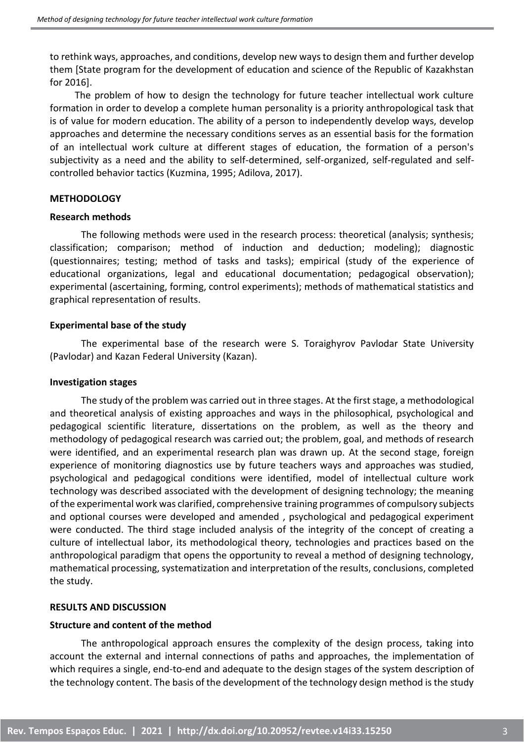to rethink ways, approaches, and conditions, develop new ways to design them and further develop them [State program for the development of education and science of the Republic of Kazakhstan for 2016].

The problem of how to design the technology for future teacher intellectual work culture formation in order to develop a complete human personality is a priority anthropological task that is of value for modern education. The ability of a person to independently develop ways, develop approaches and determine the necessary conditions serves as an essential basis for the formation of an intellectual work culture at different stages of education, the formation of a person's subjectivity as a need and the ability to self-determined, self-organized, self-regulated and self-controlled behavior tactics (Kuzmina, 1995; Adilova, 2017).

## METHODOLOGY

### Research methods

The following methods were used in the research process: theoretical (analysis; synthesis; classification; comparison; method of induction and deduction; modeling); diagnostic (questionnaires; testing; method of tasks and tasks); empirical (study of the experience of educational organizations, legal and educational documentation; pedagogical observation); experimental (ascertaining, forming, control experiments); methods of mathematical statistics and graphical representation of results.

### Experimental base of the study

The experimental base of the research were S. Toraighyrov Pavlodar State University (Pavlodar) and Kazan Federal University (Kazan).

### Investigation stages

The study of the problem was carried out in three stages. At the first stage, a methodological and theoretical analysis of existing approaches and ways in the philosophical, psychological and pedagogical scientific literature, dissertations on the problem, as well as the theory and methodology of pedagogical research was carried out; the problem, goal, and methods of research were identified, and an experimental research plan was drawn up. At the second stage, foreign experience of monitoring diagnostics use by future teachers ways and approaches was studied, psychological and pedagogical conditions were identified, model of intellectual culture work technology was described associated with the development of designing technology; the meaning of the experimental work was clarified, comprehensive training programmes of compulsory subjects and optional courses were developed and amended , psychological and pedagogical experiment were conducted. The third stage included analysis of the integrity of the concept of creating a culture of intellectual labor, its methodological theory, technologies and practices based on the anthropological paradigm that opens the opportunity to reveal a method of designing technology, mathematical processing, systematization and interpretation of the results, conclusions, completed the study.

## RESULTS AND DISCUSSION

### Structure and content of the method

The anthropological approach ensures the complexity of the design process, taking into account the external and internal connections of paths and approaches, the implementation of which requires a single, end-to-end and adequate to the design stages of the system description of the technology content. The basis of the development of the technology design method is the study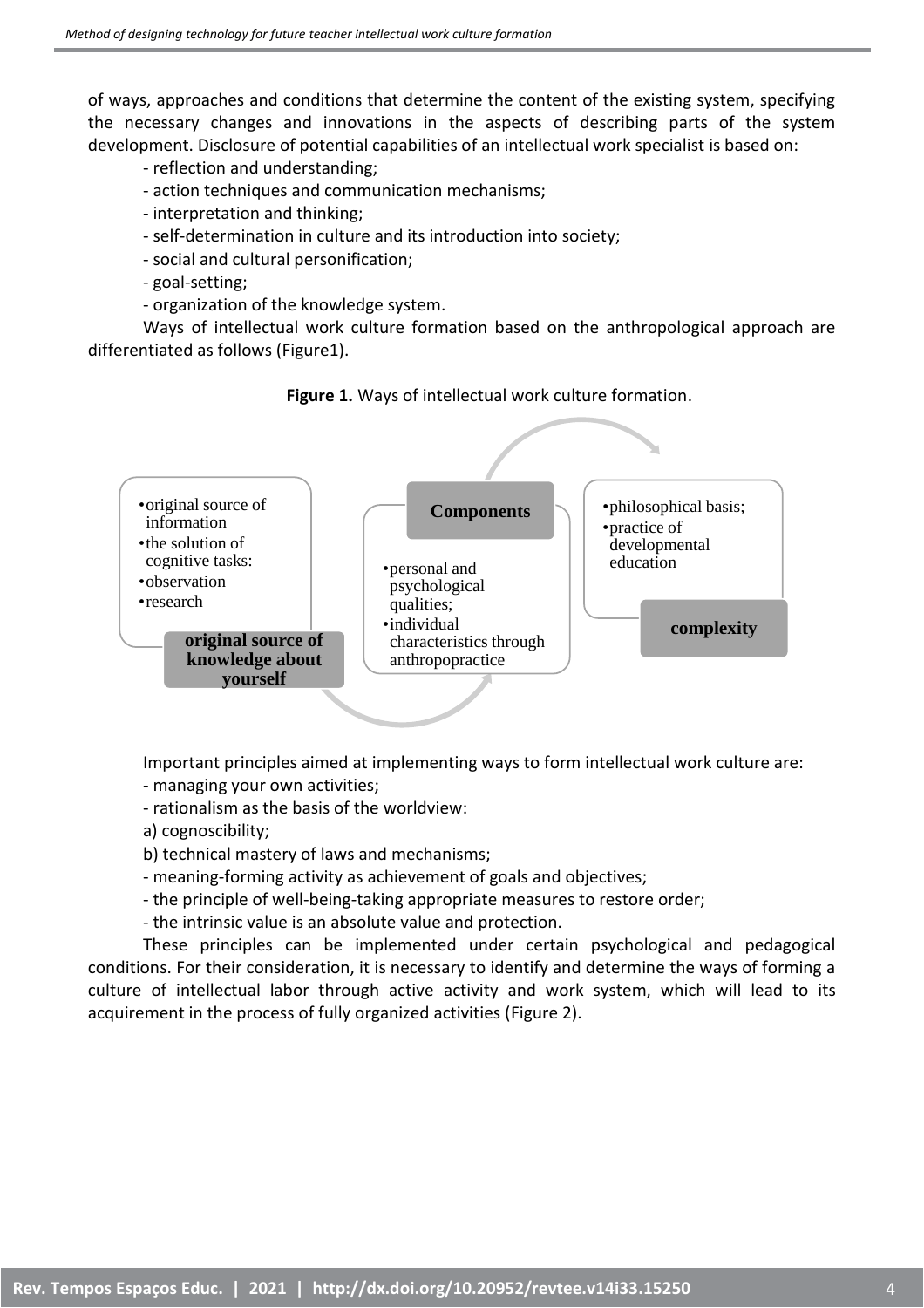of ways, approaches and conditions that determine the content of the existing system, specifying the necessary changes and innovations in the aspects of describing parts of the system development. Disclosure of potential capabilities of an intellectual work specialist is based on:

- reflection and understanding;
- action techniques and communication mechanisms;
- interpretation and thinking;
- self-determination in culture and its introduction into society;
- social and cultural personification;
- goal-setting;
- organization of the knowledge system.

Ways of intellectual work culture formation based on the anthropological approach are differentiated as follows (Figure1).

**Figure 1.** Ways of intellectual work culture formation.

**original source of knowledge about yourself**
- original source of information
- the solution of cognitive tasks:
- observation
- research

**Components**
- personal and psychological qualities;
- individual characteristics through anthropopractice

**complexity**
- philosophical basis;
- practice of developmental education

Important principles aimed at implementing ways to form intellectual work culture are:

- managing your own activities;
- rationalism as the basis of the worldview:

a) cognoscibility;

b) technical mastery of laws and mechanisms;

- meaning-forming activity as achievement of goals and objectives;
- the principle of well-being-taking appropriate measures to restore order;
- the intrinsic value is an absolute value and protection.

These principles can be implemented under certain psychological and pedagogical conditions. For their consideration, it is necessary to identify and determine the ways of forming a culture of intellectual labor through active activity and work system, which will lead to its acquirement in the process of fully organized activities (Figure 2).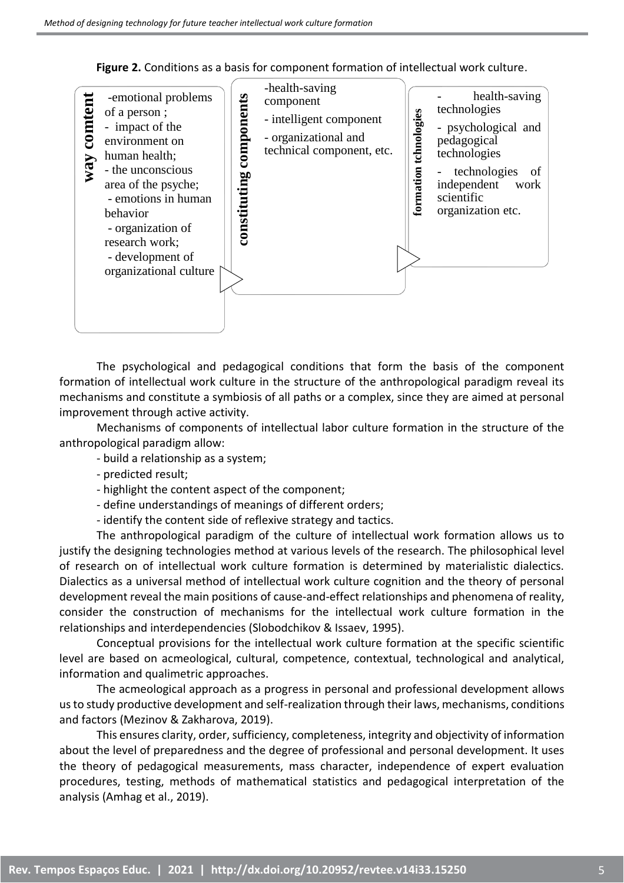**Figure 2.** Conditions as a basis for component formation of intellectual work culture.

**way content**

- emotional problems of a person ;
- impact of the environment on human health;
- the unconscious area of the psyche;
- emotions in human behavior
- organization of research work;
- development of organizational culture

**constituting components**

- health-saving component
- intelligent component
- organizational and technical component, etc.

**formation tchnologies**

- health-saving technologies
- psychological and pedagogical technologies
- technologies of independent work scientific organization etc.

The psychological and pedagogical conditions that form the basis of the component formation of intellectual work culture in the structure of the anthropological paradigm reveal its mechanisms and constitute a symbiosis of all paths or a complex, since they are aimed at personal improvement through active activity.

Mechanisms of components of intellectual labor culture formation in the structure of the anthropological paradigm allow:

- build a relationship as a system;
- predicted result;
- highlight the content aspect of the component;
- define understandings of meanings of different orders;
- identify the content side of reflexive strategy and tactics.

The anthropological paradigm of the culture of intellectual work formation allows us to justify the designing technologies method at various levels of the research. The philosophical level of research on of intellectual work culture formation is determined by materialistic dialectics. Dialectics as a universal method of intellectual work culture cognition and the theory of personal development reveal the main positions of cause-and-effect relationships and phenomena of reality, consider the construction of mechanisms for the intellectual work culture formation in the relationships and interdependencies (Slobodchikov & Issaev, 1995).

Conceptual provisions for the intellectual work culture formation at the specific scientific level are based on acmeological, cultural, competence, contextual, technological and analytical, information and qualimetric approaches.

The acmeological approach as a progress in personal and professional development allows us to study productive development and self-realization through their laws, mechanisms, conditions and factors (Mezinov & Zakharova, 2019).

This ensures clarity, order, sufficiency, completeness, integrity and objectivity of information about the level of preparedness and the degree of professional and personal development. It uses the theory of pedagogical measurements, mass character, independence of expert evaluation procedures, testing, methods of mathematical statistics and pedagogical interpretation of the analysis (Amhag et al., 2019).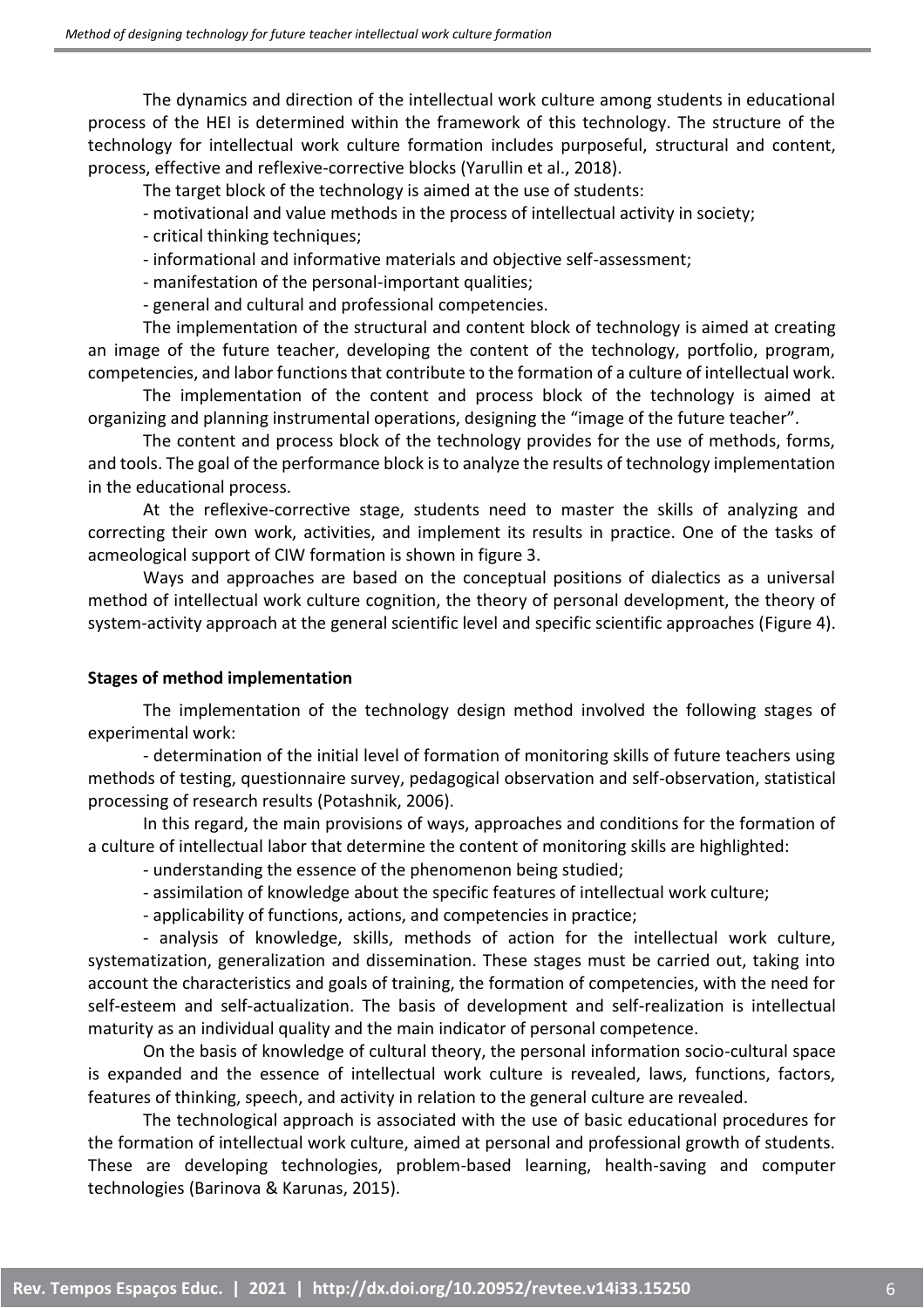The dynamics and direction of the intellectual work culture among students in educational process of the HEI is determined within the framework of this technology. The structure of the technology for intellectual work culture formation includes purposeful, structural and content, process, effective and reflexive-corrective blocks (Yarullin et al., 2018).

The target block of the technology is aimed at the use of students:

- motivational and value methods in the process of intellectual activity in society;
- critical thinking techniques;
- informational and informative materials and objective self-assessment;
- manifestation of the personal-important qualities;
- general and cultural and professional competencies.

The implementation of the structural and content block of technology is aimed at creating an image of the future teacher, developing the content of the technology, portfolio, program, competencies, and labor functions that contribute to the formation of a culture of intellectual work.

The implementation of the content and process block of the technology is aimed at organizing and planning instrumental operations, designing the "image of the future teacher".

The content and process block of the technology provides for the use of methods, forms, and tools. The goal of the performance block is to analyze the results of technology implementation in the educational process.

At the reflexive-corrective stage, students need to master the skills of analyzing and correcting their own work, activities, and implement its results in practice. One of the tasks of acmeological support of CIW formation is shown in figure 3.

Ways and approaches are based on the conceptual positions of dialectics as a universal method of intellectual work culture cognition, the theory of personal development, the theory of system-activity approach at the general scientific level and specific scientific approaches (Figure 4).

**Stages of method implementation**

The implementation of the technology design method involved the following stages of experimental work:

- determination of the initial level of formation of monitoring skills of future teachers using methods of testing, questionnaire survey, pedagogical observation and self-observation, statistical processing of research results (Potashnik, 2006).

In this regard, the main provisions of ways, approaches and conditions for the formation of a culture of intellectual labor that determine the content of monitoring skills are highlighted:

- understanding the essence of the phenomenon being studied;
- assimilation of knowledge about the specific features of intellectual work culture;
- applicability of functions, actions, and competencies in practice;
- analysis of knowledge, skills, methods of action for the intellectual work culture, systematization, generalization and dissemination. These stages must be carried out, taking into account the characteristics and goals of training, the formation of competencies, with the need for self-esteem and self-actualization. The basis of development and self-realization is intellectual maturity as an individual quality and the main indicator of personal competence.

On the basis of knowledge of cultural theory, the personal information socio-cultural space is expanded and the essence of intellectual work culture is revealed, laws, functions, factors, features of thinking, speech, and activity in relation to the general culture are revealed.

The technological approach is associated with the use of basic educational procedures for the formation of intellectual work culture, aimed at personal and professional growth of students. These are developing technologies, problem-based learning, health-saving and computer technologies (Barinova & Karunas, 2015).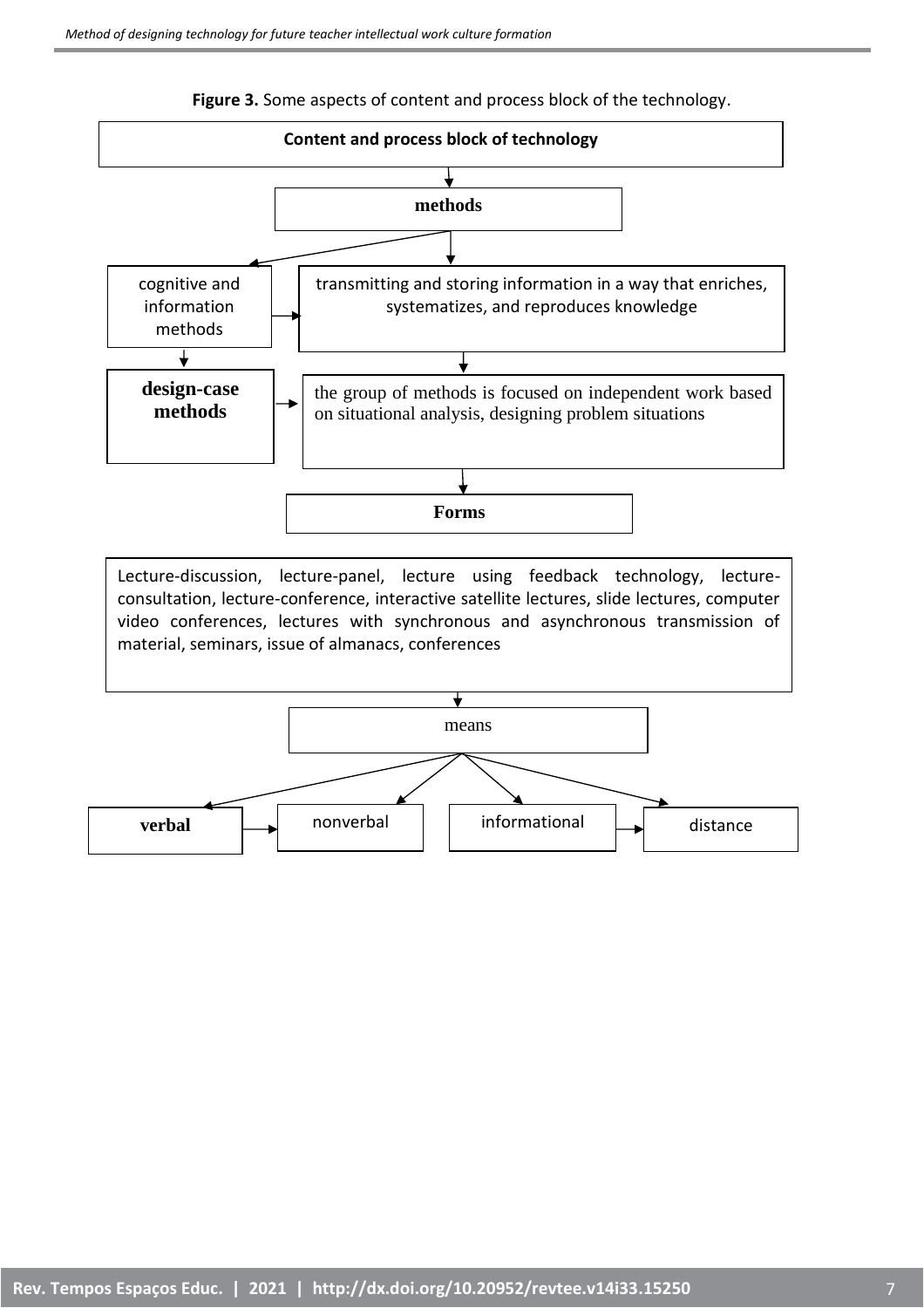**Figure 3.** Some aspects of content and process block of the technology.

**Content and process block of technology**

**methods**

cognitive and information methods

transmitting and storing information in a way that enriches, systematizes, and reproduces knowledge

**design-case methods**

the group of methods is focused on independent work based on situational analysis, designing problem situations

**Forms**

Lecture-discussion, lecture-panel, lecture using feedback technology, lecture-consultation, lecture-conference, interactive satellite lectures, slide lectures, computer video conferences, lectures with synchronous and asynchronous transmission of material, seminars, issue of almanacs, conferences

means

**verbal**

nonverbal

informational

distance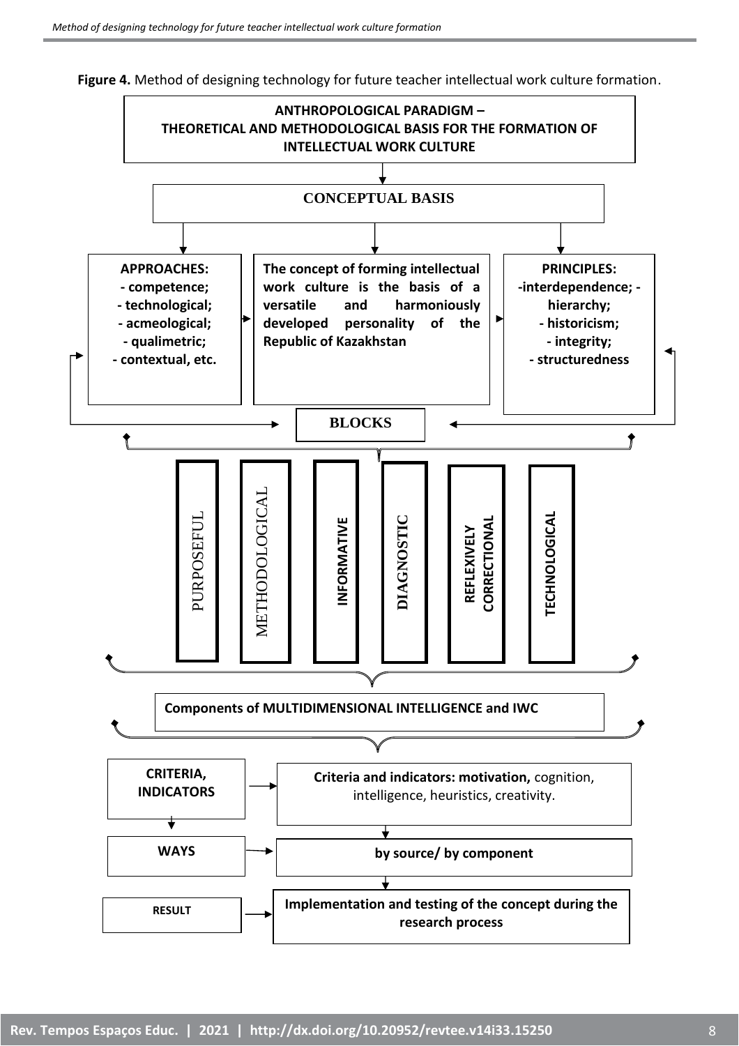**Figure 4.** Method of designing technology for future teacher intellectual work culture formation.

**ANTHROPOLOGICAL PARADIGM – THEORETICAL AND METHODOLOGICAL BASIS FOR THE FORMATION OF INTELLECTUAL WORK CULTURE**

**CONCEPTUAL BASIS**

**APPROACHES:**
- competence;
- technological;
- acmeological;
- qualimetric;
- contextual, etc.

**The concept of forming intellectual work culture is the basis of a versatile and harmoniously developed personality of the Republic of Kazakhstan**

**PRINCIPLES:**
- interdependence;
- hierarchy;
- historicism;
- integrity;
- structuredness

**BLOCKS**

PURPOSEFUL | METHODOLOGICAL | **INFORMATIVE** | **DIAGNOSTIC** | **REFLEXIVELY CORRECTIONAL** | **TECHNOLOGICAL**

**Components of MULTIDIMENSIONAL INTELLIGENCE and IWC**

**CRITERIA, INDICATORS** → **Criteria and indicators: motivation,** cognition, intelligence, heuristics, creativity.

**WAYS** → **by source/ by component**

**RESULT** → **Implementation and testing of the concept during the research process**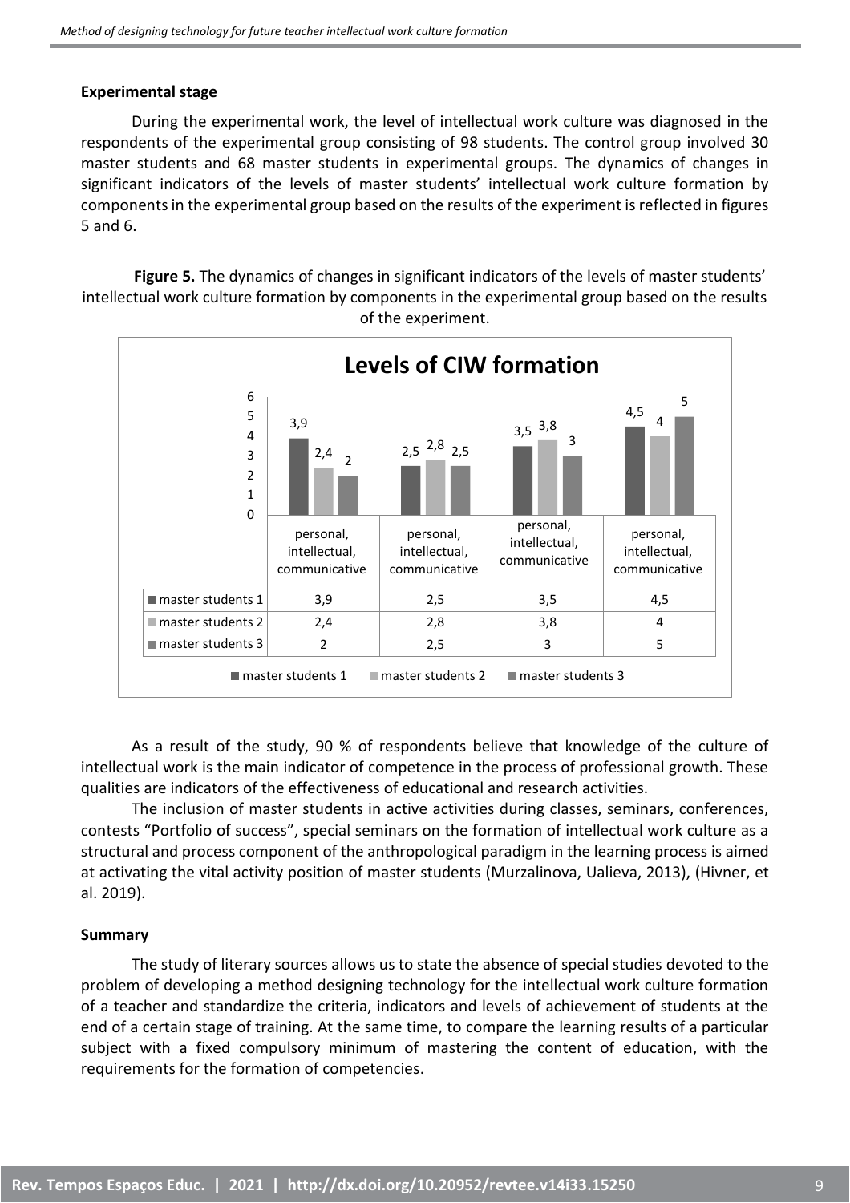#### Experimental stage

During the experimental work, the level of intellectual work culture was diagnosed in the respondents of the experimental group consisting of 98 students. The control group involved 30 master students and 68 master students in experimental groups. The dynamics of changes in significant indicators of the levels of master students' intellectual work culture formation by components in the experimental group based on the results of the experiment is reflected in figures 5 and 6.

**Figure 5.** The dynamics of changes in significant indicators of the levels of master students' intellectual work culture formation by components in the experimental group based on the results of the experiment.

**Levels of CIW formation**

| | personal, intellectual, communicative | personal, intellectual, communicative | personal, intellectual, communicative | personal, intellectual, communicative |
|---|---|---|---|---|
| master students 1 | 3,9 | 2,5 | 3,5 | 4,5 |
| master students 2 | 2,4 | 2,8 | 3,8 | 4 |
| master students 3 | 2 | 2,5 | 3 | 5 |

As a result of the study, 90 % of respondents believe that knowledge of the culture of intellectual work is the main indicator of competence in the process of professional growth. These qualities are indicators of the effectiveness of educational and research activities.

The inclusion of master students in active activities during classes, seminars, conferences, contests "Portfolio of success", special seminars on the formation of intellectual work culture as a structural and process component of the anthropological paradigm in the learning process is aimed at activating the vital activity position of master students (Murzalinova, Ualieva, 2013), (Hivner, et al. 2019).

#### Summary

The study of literary sources allows us to state the absence of special studies devoted to the problem of developing a method designing technology for the intellectual work culture formation of a teacher and standardize the criteria, indicators and levels of achievement of students at the end of a certain stage of training. At the same time, to compare the learning results of a particular subject with a fixed compulsory minimum of mastering the content of education, with the requirements for the formation of competencies.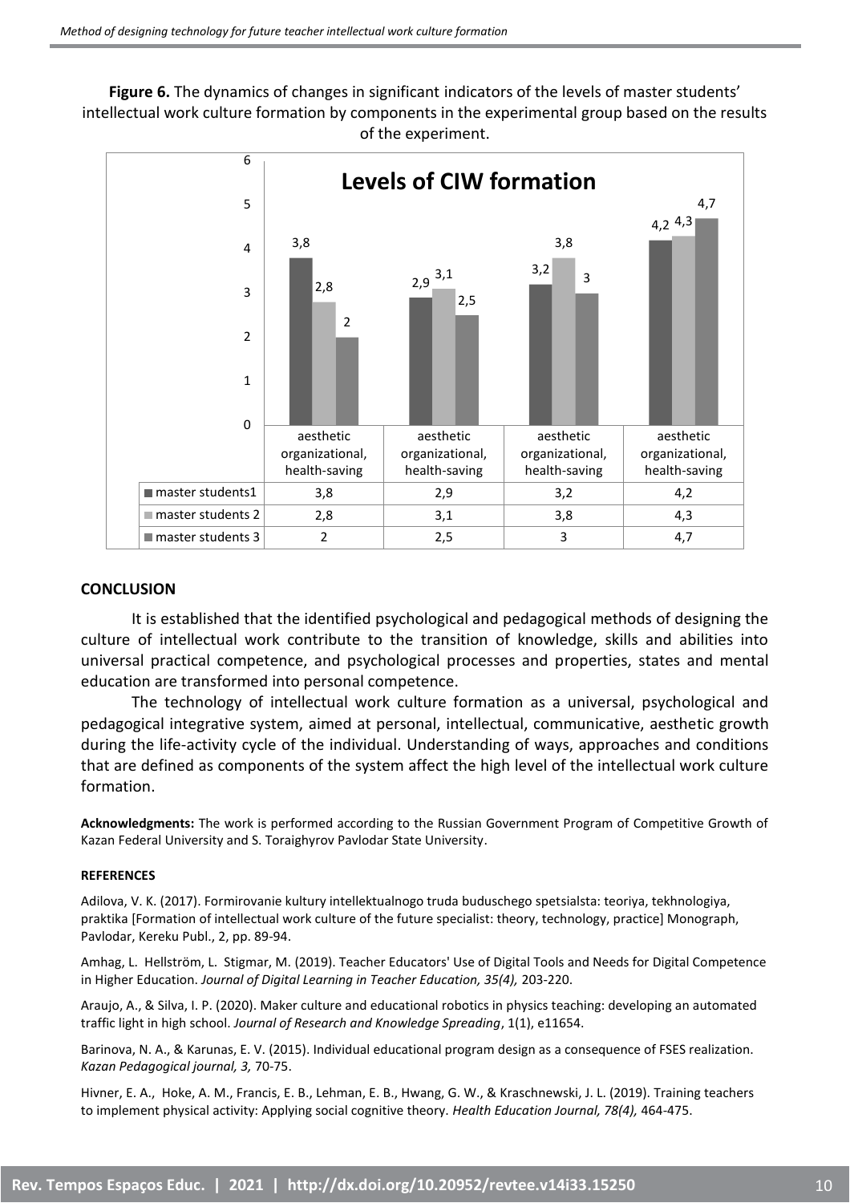**Figure 6.** The dynamics of changes in significant indicators of the levels of master students' intellectual work culture formation by components in the experimental group based on the results of the experiment.

**Levels of CIW formation**

| | aesthetic organizational, health-saving | aesthetic organizational, health-saving | aesthetic organizational, health-saving | aesthetic organizational, health-saving |
|---|---|---|---|---|
| master students1 | 3,8 | 2,9 | 3,2 | 4,2 |
| master students 2 | 2,8 | 3,1 | 3,8 | 4,3 |
| master students 3 | 2 | 2,5 | 3 | 4,7 |

## CONCLUSION

It is established that the identified psychological and pedagogical methods of designing the culture of intellectual work contribute to the transition of knowledge, skills and abilities into universal practical competence, and psychological processes and properties, states and mental education are transformed into personal competence.

The technology of intellectual work culture formation as a universal, psychological and pedagogical integrative system, aimed at personal, intellectual, communicative, aesthetic growth during the life-activity cycle of the individual. Understanding of ways, approaches and conditions that are defined as components of the system affect the high level of the intellectual work culture formation.

**Acknowledgments:** The work is performed according to the Russian Government Program of Competitive Growth of Kazan Federal University and S. Toraighyrov Pavlodar State University.

### REFERENCES

Adilova, V. K. (2017). Formirovanie kultury intellektualnogo truda buduschego spetsialsta: teoriya, tekhnologiya, praktika [Formation of intellectual work culture of the future specialist: theory, technology, practice] Monograph, Pavlodar, Kereku Publ., 2, pp. 89-94.

Amhag, L. Hellström, L. Stigmar, M. (2019). Teacher Educators' Use of Digital Tools and Needs for Digital Competence in Higher Education. *Journal of Digital Learning in Teacher Education, 35(4),* 203-220.

Araujo, A., & Silva, I. P. (2020). Maker culture and educational robotics in physics teaching: developing an automated traffic light in high school. *Journal of Research and Knowledge Spreading*, 1(1), e11654.

Barinova, N. A., & Karunas, E. V. (2015). Individual educational program design as a consequence of FSES realization. *Kazan Pedagogical journal, 3,* 70-75.

Hivner, E. A., Hoke, A. M., Francis, E. B., Lehman, E. B., Hwang, G. W., & Kraschnewski, J. L. (2019). Training teachers to implement physical activity: Applying social cognitive theory. *Health Education Journal, 78(4),* 464-475.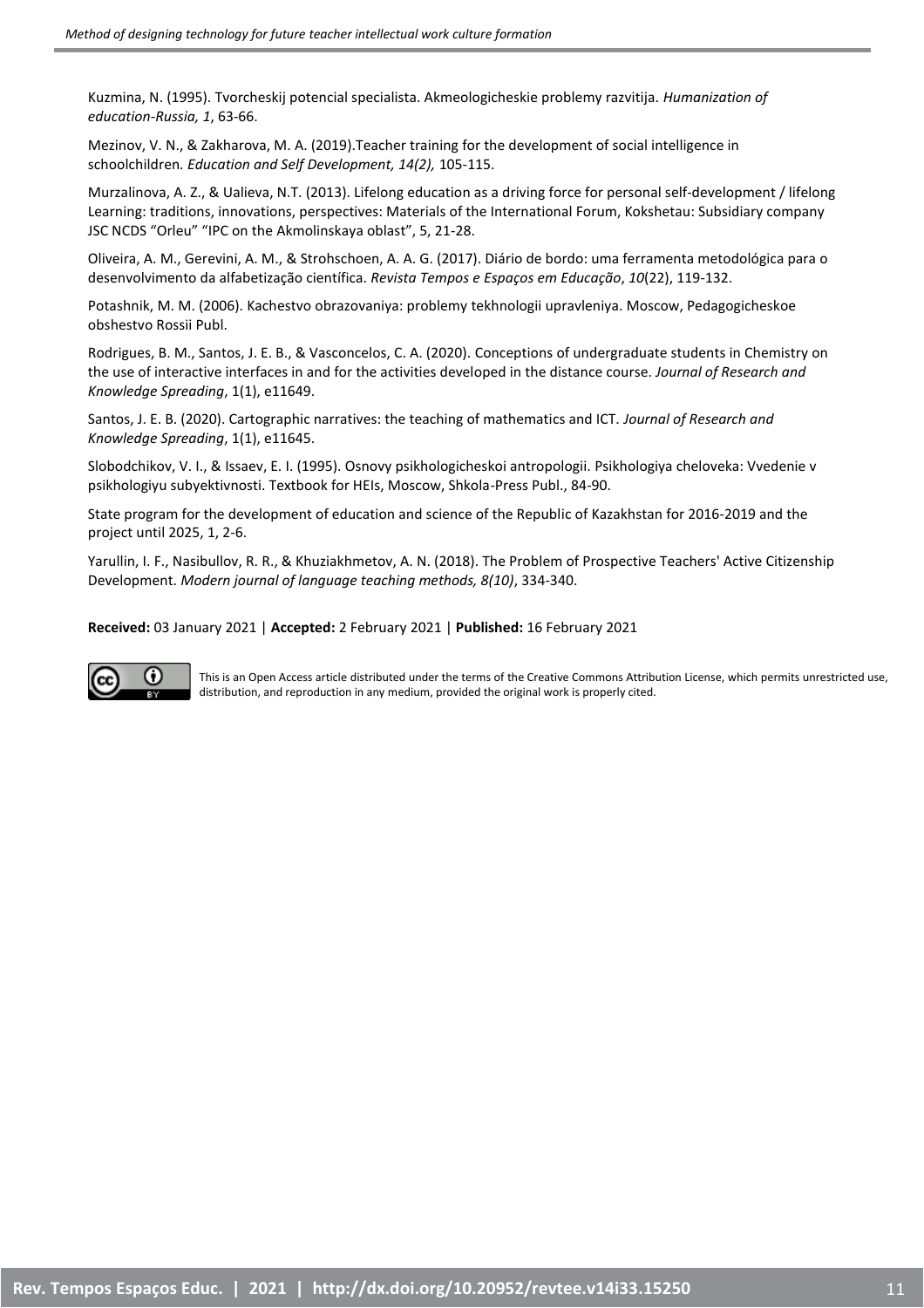Kuzmina, N. (1995). Tvorcheskij potencial specialista. Akmeologicheskie problemy razvitija. *Humanization of education-Russia, 1*, 63-66.

Mezinov, V. N., & Zakharova, M. A. (2019).Teacher training for the development of social intelligence in schoolchildren. *Education and Self Development, 14(2),* 105-115.

Murzalinova, A. Z., & Ualieva, N.T. (2013). Lifelong education as a driving force for personal self-development / lifelong Learning: traditions, innovations, perspectives: Materials of the International Forum, Kokshetau: Subsidiary company JSC NCDS "Orleu" "IPC on the Akmolinskaya oblast", 5, 21-28.

Oliveira, A. M., Gerevini, A. M., & Strohschoen, A. A. G. (2017). Diário de bordo: uma ferramenta metodológica para o desenvolvimento da alfabetização científica. *Revista Tempos e Espaços em Educação*, *10*(22), 119-132.

Potashnik, M. M. (2006). Kachestvo obrazovaniya: problemy tekhnologii upravleniya. Moscow, Pedagogicheskoe obshestvo Rossii Publ.

Rodrigues, B. M., Santos, J. E. B., & Vasconcelos, C. A. (2020). Conceptions of undergraduate students in Chemistry on the use of interactive interfaces in and for the activities developed in the distance course. *Journal of Research and Knowledge Spreading*, 1(1), e11649.

Santos, J. E. B. (2020). Cartographic narratives: the teaching of mathematics and ICT. *Journal of Research and Knowledge Spreading*, 1(1), e11645.

Slobodchikov, V. I., & Issaev, E. I. (1995). Osnovy psikhologicheskoi antropologii. Psikhologiya cheloveka: Vvedenie v psikhologiyu subyektivnosti. Textbook for HEIs, Moscow, Shkola-Press Publ., 84-90.

State program for the development of education and science of the Republic of Kazakhstan for 2016-2019 and the project until 2025, 1, 2-6.

Yarullin, I. F., Nasibullov, R. R., & Khuziakhmetov, A. N. (2018). The Problem of Prospective Teachers' Active Citizenship Development. *Modern journal of language teaching methods, 8(10)*, 334-340.

**Received:** 03 January 2021 | **Accepted:** 2 February 2021 | **Published:** 16 February 2021

This is an Open Access article distributed under the terms of the Creative Commons Attribution License, which permits unrestricted use, distribution, and reproduction in any medium, provided the original work is properly cited.